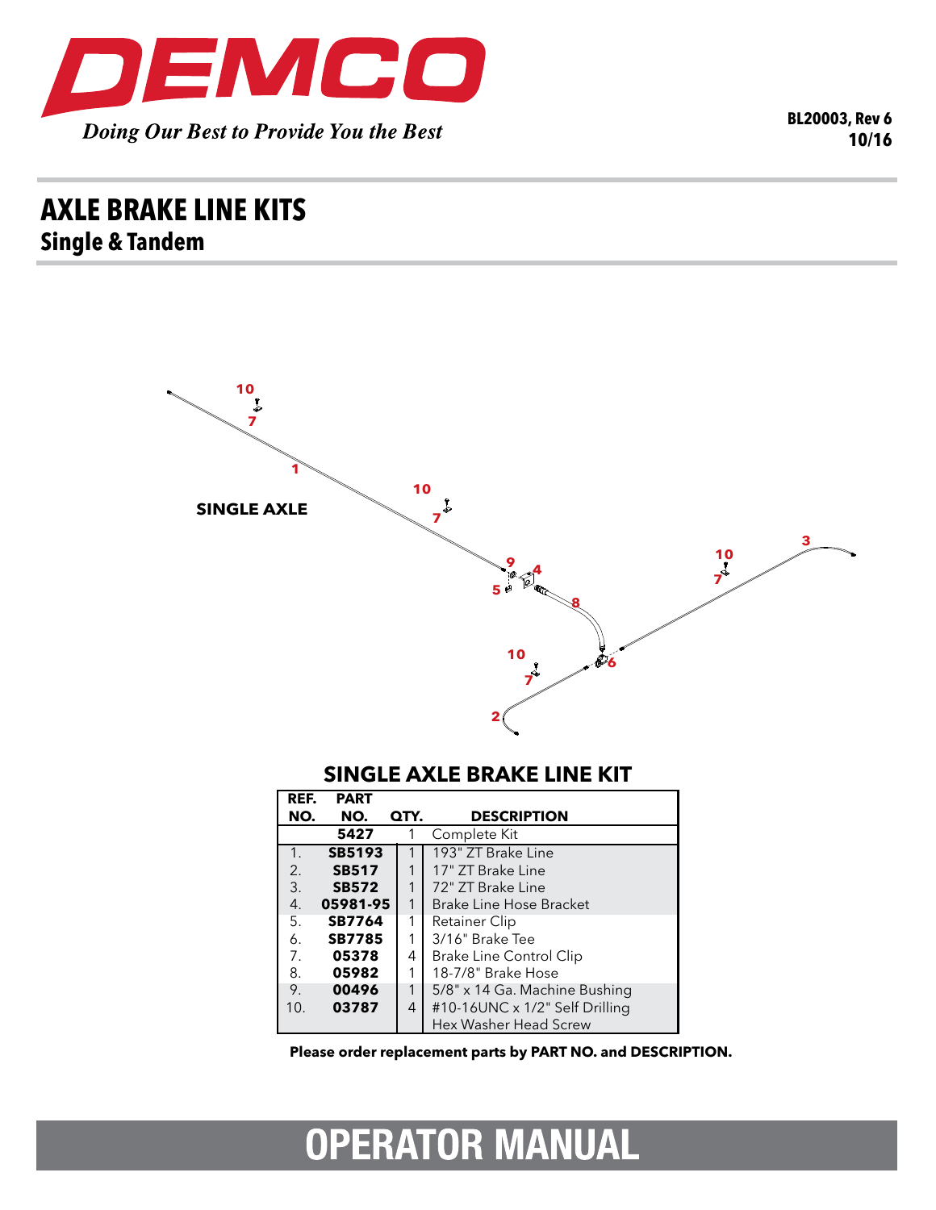# DEMCO

*Doing Our Best to Provide You the Best*

**BL20003, Rev 6**
**10/16**

# AXLE BRAKE LINE KITS

## Single & Tandem

SINGLE AXLE

## SINGLE AXLE BRAKE LINE KIT

| REF. NO. | PART NO. | QTY. | DESCRIPTION |
|---|---|---|---|
| | **5427** | 1 | Complete Kit |
| 1. | **SB5193** | 1 | 193" ZT Brake Line |
| 2. | **SB517** | 1 | 17" ZT Brake Line |
| 3. | **SB572** | 1 | 72" ZT Brake Line |
| 4. | **05981-95** | 1 | Brake Line Hose Bracket |
| 5. | **SB7764** | 1 | Retainer Clip |
| 6. | **SB7785** | 1 | 3/16" Brake Tee |
| 7. | **05378** | 4 | Brake Line Control Clip |
| 8. | **05982** | 1 | 18-7/8" Brake Hose |
| 9. | **00496** | 1 | 5/8" x 14 Ga. Machine Bushing |
| 10. | **03787** | 4 | #10-16UNC x 1/2" Self Drilling Hex Washer Head Screw |

**Please order replacement parts by PART NO. and DESCRIPTION.**

# OPERATOR MANUAL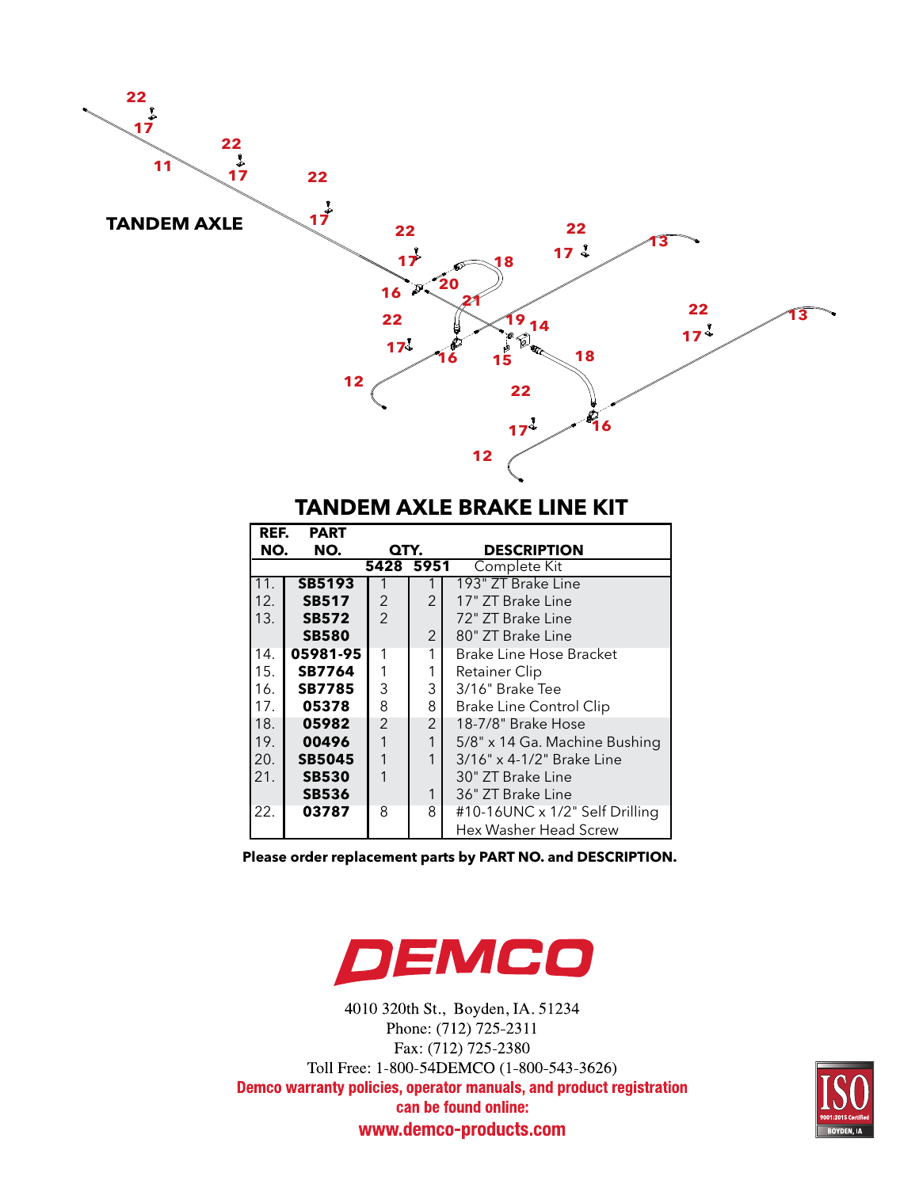TANDEM AXLE

## TANDEM AXLE BRAKE LINE KIT

| REF. NO. | PART NO. | QTY. 5428 | QTY. 5951 | DESCRIPTION |
|---|---|---|---|---|
| | | **5428** | **5951** | Complete Kit |
| 11. | **SB5193** | 1 | 1 | 193" ZT Brake Line |
| 12. | **SB517** | 2 | 2 | 17" ZT Brake Line |
| 13. | **SB572** | 2 | | 72" ZT Brake Line |
| | **SB580** | | 2 | 80" ZT Brake Line |
| 14. | **05981-95** | 1 | 1 | Brake Line Hose Bracket |
| 15. | **SB7764** | 1 | 1 | Retainer Clip |
| 16. | **SB7785** | 3 | 3 | 3/16" Brake Tee |
| 17. | **05378** | 8 | 8 | Brake Line Control Clip |
| 18. | **05982** | 2 | 2 | 18-7/8" Brake Hose |
| 19. | **00496** | 1 | 1 | 5/8" x 14 Ga. Machine Bushing |
| 20. | **SB5045** | 1 | 1 | 3/16" x 4-1/2" Brake Line |
| 21. | **SB530** | 1 | | 30" ZT Brake Line |
| | **SB536** | | 1 | 36" ZT Brake Line |
| 22. | **03787** | 8 | 8 | #10-16UNC x 1/2" Self Drilling Hex Washer Head Screw |

**Please order replacement parts by PART NO. and DESCRIPTION.**

DEMCO

4010 320th St., Boyden, IA. 51234
Phone: (712) 725-2311
Fax: (712) 725-2380
Toll Free: 1-800-54DEMCO (1-800-543-3626)

**Demco warranty policies, operator manuals, and product registration can be found online:**
**www.demco-products.com**

ISO 9001:2015 Certified BOYDEN, IA